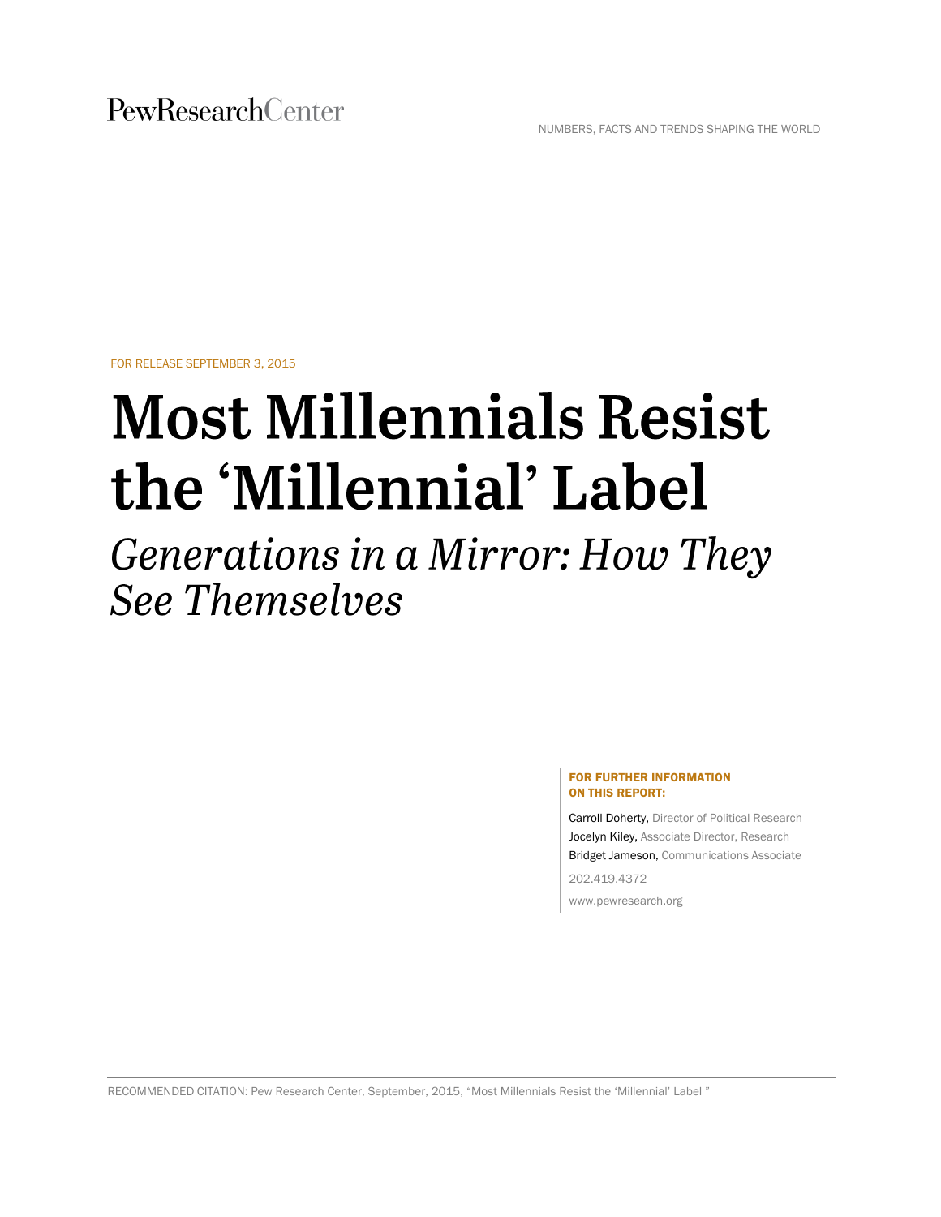PewResearchCenter

NUMBERS, FACTS AND TRENDS SHAPING THE WORLD

FOR RELEASE SEPTEMBER 3, 2015

# Most Millennials Resist the 'Millennial' Label

## *Generations in a Mirror: How They See Themselves*

**FOR FURTHER INFORMATION ON THIS REPORT:**

Carroll Doherty, Director of Political Research
Jocelyn Kiley, Associate Director, Research
Bridget Jameson, Communications Associate

202.419.4372

www.pewresearch.org

RECOMMENDED CITATION: Pew Research Center, September, 2015, "Most Millennials Resist the 'Millennial' Label "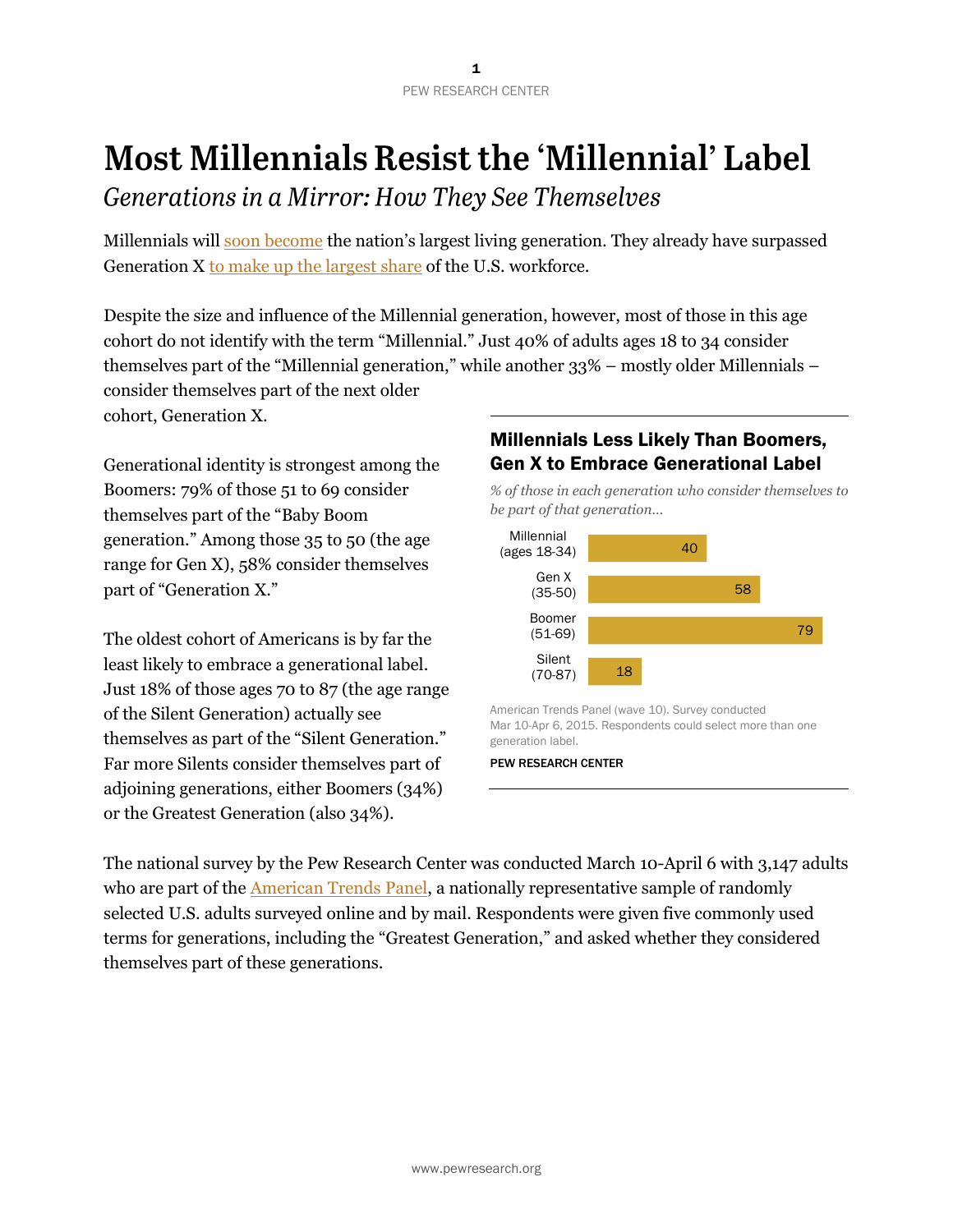# Most Millennials Resist the 'Millennial' Label

## *Generations in a Mirror: How They See Themselves*

Millennials will soon become the nation's largest living generation. They already have surpassed Generation X to make up the largest share of the U.S. workforce.

Despite the size and influence of the Millennial generation, however, most of those in this age cohort do not identify with the term "Millennial." Just 40% of adults ages 18 to 34 consider themselves part of the "Millennial generation," while another 33% – mostly older Millennials – consider themselves part of the next older cohort, Generation X.

Generational identity is strongest among the Boomers: 79% of those 51 to 69 consider themselves part of the "Baby Boom generation." Among those 35 to 50 (the age range for Gen X), 58% consider themselves part of "Generation X."

The oldest cohort of Americans is by far the least likely to embrace a generational label. Just 18% of those ages 70 to 87 (the age range of the Silent Generation) actually see themselves as part of the "Silent Generation." Far more Silents consider themselves part of adjoining generations, either Boomers (34%) or the Greatest Generation (also 34%).

**Millennials Less Likely Than Boomers, Gen X to Embrace Generational Label**

*% of those in each generation who consider themselves to be part of that generation…*

| Generation | % |
|---|---|
| Millennial (ages 18-34) | 40 |
| Gen X (35-50) | 58 |
| Boomer (51-69) | 79 |
| Silent (70-87) | 18 |

American Trends Panel (wave 10). Survey conducted Mar 10-Apr 6, 2015. Respondents could select more than one generation label.

PEW RESEARCH CENTER

The national survey by the Pew Research Center was conducted March 10-April 6 with 3,147 adults who are part of the American Trends Panel, a nationally representative sample of randomly selected U.S. adults surveyed online and by mail. Respondents were given five commonly used terms for generations, including the "Greatest Generation," and asked whether they considered themselves part of these generations.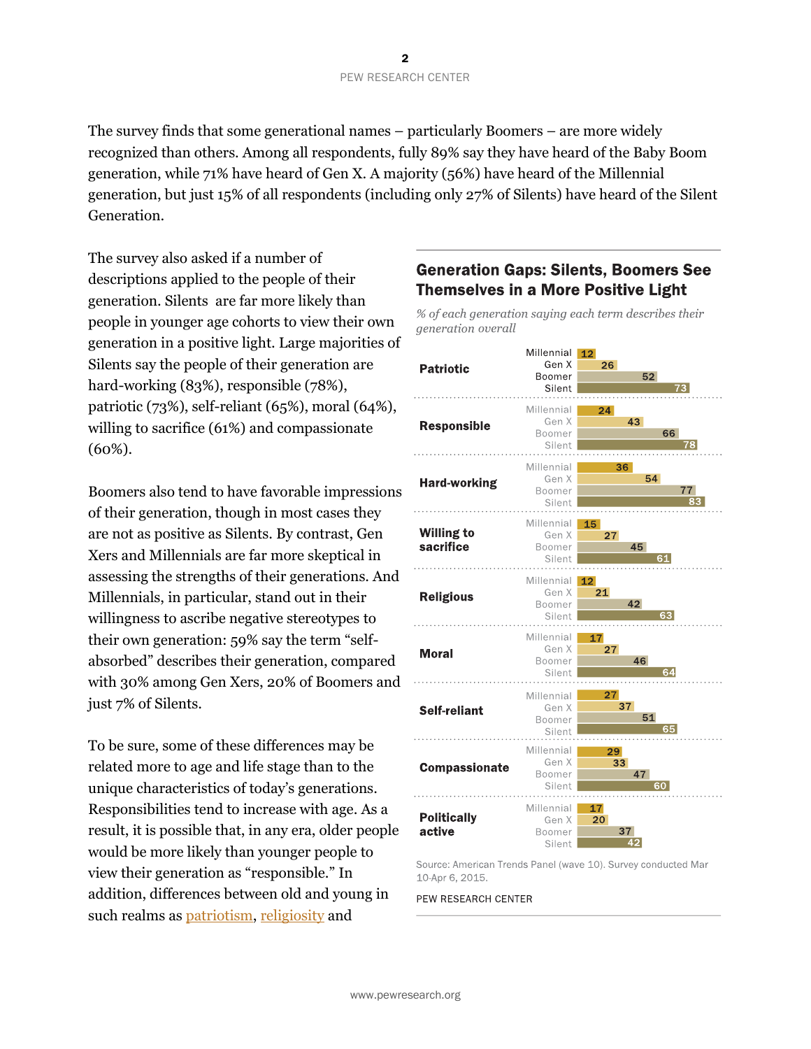The survey finds that some generational names – particularly Boomers – are more widely recognized than others. Among all respondents, fully 89% say they have heard of the Baby Boom generation, while 71% have heard of Gen X. A majority (56%) have heard of the Millennial generation, but just 15% of all respondents (including only 27% of Silents) have heard of the Silent Generation.

The survey also asked if a number of descriptions applied to the people of their generation. Silents are far more likely than people in younger age cohorts to view their own generation in a positive light. Large majorities of Silents say the people of their generation are hard-working (83%), responsible (78%), patriotic (73%), self-reliant (65%), moral (64%), willing to sacrifice (61%) and compassionate (60%).

Boomers also tend to have favorable impressions of their generation, though in most cases they are not as positive as Silents. By contrast, Gen Xers and Millennials are far more skeptical in assessing the strengths of their generations. And Millennials, in particular, stand out in their willingness to ascribe negative stereotypes to their own generation: 59% say the term "self-absorbed" describes their generation, compared with 30% among Gen Xers, 20% of Boomers and just 7% of Silents.

To be sure, some of these differences may be related more to age and life stage than to the unique characteristics of today's generations. Responsibilities tend to increase with age. As a result, it is possible that, in any era, older people would be more likely than younger people to view their generation as "responsible." In addition, differences between old and young in such realms as patriotism, religiosity and

## Generation Gaps: Silents, Boomers See Themselves in a More Positive Light

*% of each generation saying each term describes their generation overall*

| | Millennial | Gen X | Boomer | Silent |
|---|---|---|---|---|
| Patriotic | 12 | 26 | 52 | 73 |
| Responsible | 24 | 43 | 66 | 78 |
| Hard-working | 36 | 54 | 77 | 83 |
| Willing to sacrifice | 15 | 27 | 45 | 61 |
| Religious | 12 | 21 | 42 | 63 |
| Moral | 17 | 27 | 46 | 64 |
| Self-reliant | 27 | 37 | 51 | 65 |
| Compassionate | 29 | 33 | 47 | 60 |
| Politically active | 17 | 20 | 37 | 42 |

Source: American Trends Panel (wave 10). Survey conducted Mar 10-Apr 6, 2015.

PEW RESEARCH CENTER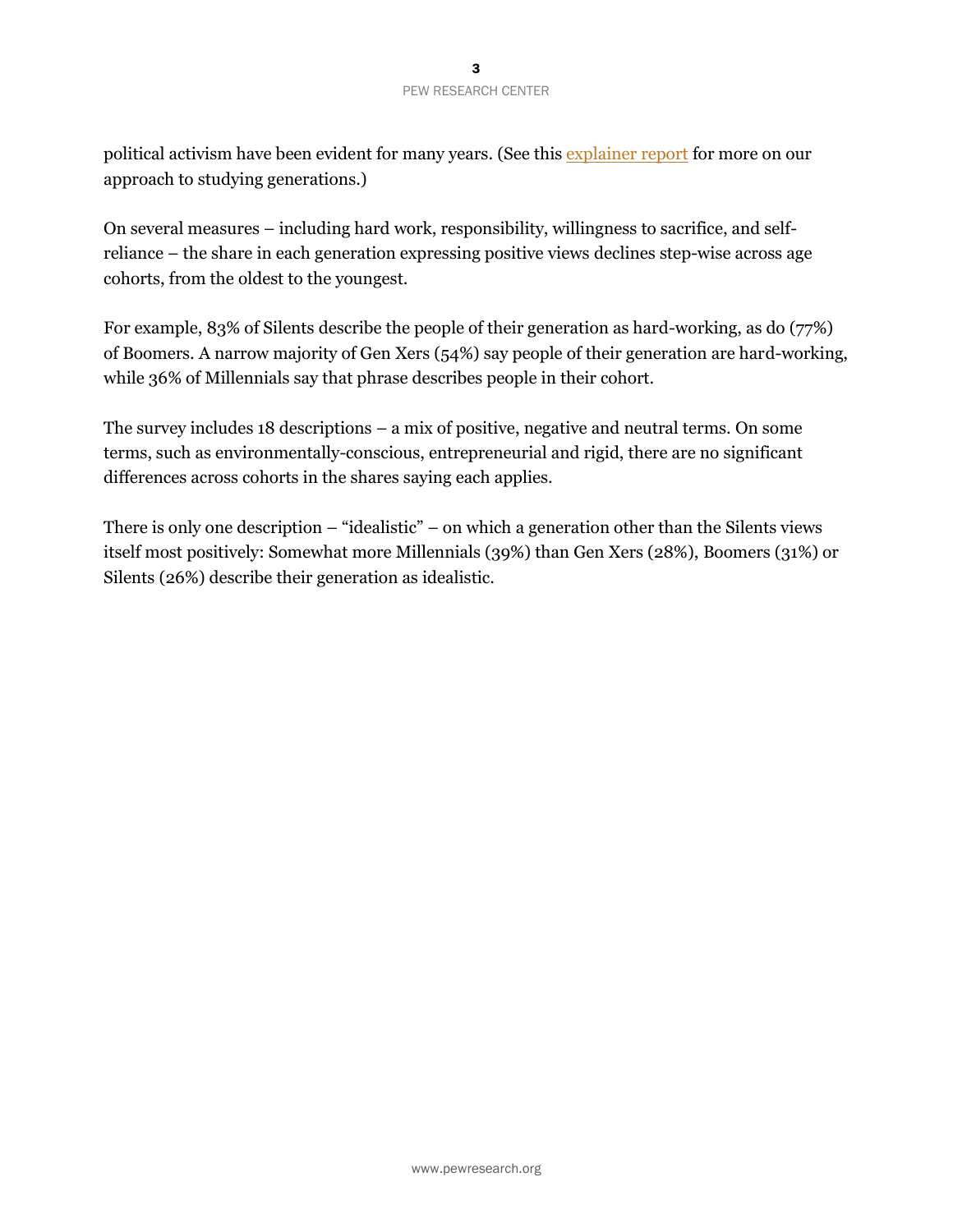political activism have been evident for many years. (See this explainer report for more on our approach to studying generations.)

On several measures – including hard work, responsibility, willingness to sacrifice, and self-reliance – the share in each generation expressing positive views declines step-wise across age cohorts, from the oldest to the youngest.

For example, 83% of Silents describe the people of their generation as hard-working, as do (77%) of Boomers. A narrow majority of Gen Xers (54%) say people of their generation are hard-working, while 36% of Millennials say that phrase describes people in their cohort.

The survey includes 18 descriptions – a mix of positive, negative and neutral terms. On some terms, such as environmentally-conscious, entrepreneurial and rigid, there are no significant differences across cohorts in the shares saying each applies.

There is only one description – "idealistic" – on which a generation other than the Silents views itself most positively: Somewhat more Millennials (39%) than Gen Xers (28%), Boomers (31%) or Silents (26%) describe their generation as idealistic.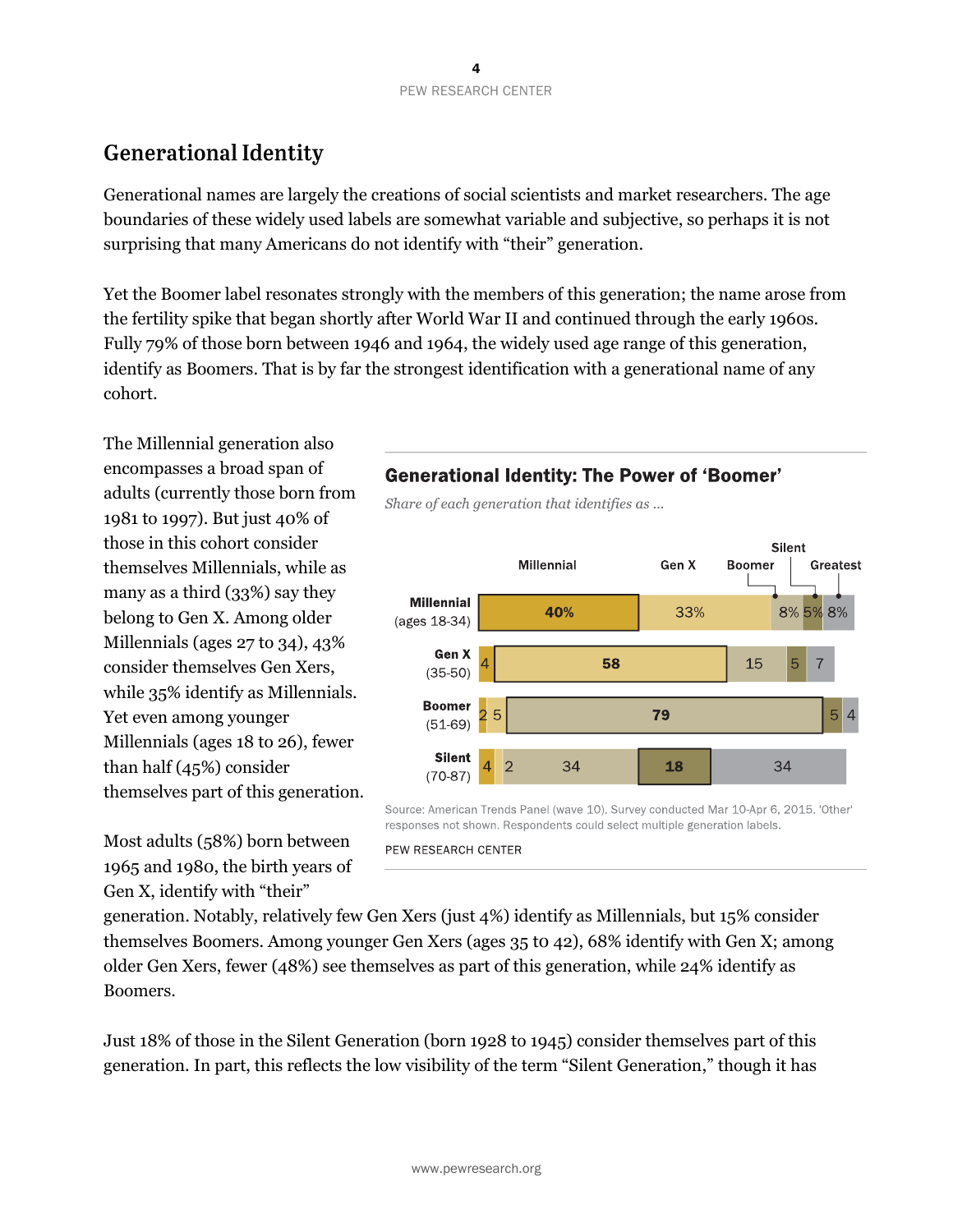## Generational Identity

Generational names are largely the creations of social scientists and market researchers. The age boundaries of these widely used labels are somewhat variable and subjective, so perhaps it is not surprising that many Americans do not identify with "their" generation.

Yet the Boomer label resonates strongly with the members of this generation; the name arose from the fertility spike that began shortly after World War II and continued through the early 1960s. Fully 79% of those born between 1946 and 1964, the widely used age range of this generation, identify as Boomers. That is by far the strongest identification with a generational name of any cohort.

The Millennial generation also encompasses a broad span of adults (currently those born from 1981 to 1997). But just 40% of those in this cohort consider themselves Millennials, while as many as a third (33%) say they belong to Gen X. Among older Millennials (ages 27 to 34), 43% consider themselves Gen Xers, while 35% identify as Millennials. Yet even among younger Millennials (ages 18 to 26), fewer than half (45%) consider themselves part of this generation.

**Generational Identity: The Power of 'Boomer'**

*Share of each generation that identifies as ...*

| | Millennial | Gen X | Boomer | Silent | Greatest |
|---|---|---|---|---|---|
| **Millennial** (ages 18-34) | 40% | 33% | 8% | 5% | 8% |
| **Gen X** (35-50) | 4 | 58 | 15 | 5 | 7 |
| **Boomer** (51-69) | 2 | 5 | 79 | 5 | 4 |
| **Silent** (70-87) | 4 | 2 | 34 | 18 | 34 |

Source: American Trends Panel (wave 10). Survey conducted Mar 10-Apr 6, 2015. 'Other' responses not shown. Respondents could select multiple generation labels.

PEW RESEARCH CENTER

Most adults (58%) born between 1965 and 1980, the birth years of Gen X, identify with "their" generation. Notably, relatively few Gen Xers (just 4%) identify as Millennials, but 15% consider themselves Boomers. Among younger Gen Xers (ages 35 to 42), 68% identify with Gen X; among older Gen Xers, fewer (48%) see themselves as part of this generation, while 24% identify as Boomers.

Just 18% of those in the Silent Generation (born 1928 to 1945) consider themselves part of this generation. In part, this reflects the low visibility of the term "Silent Generation," though it has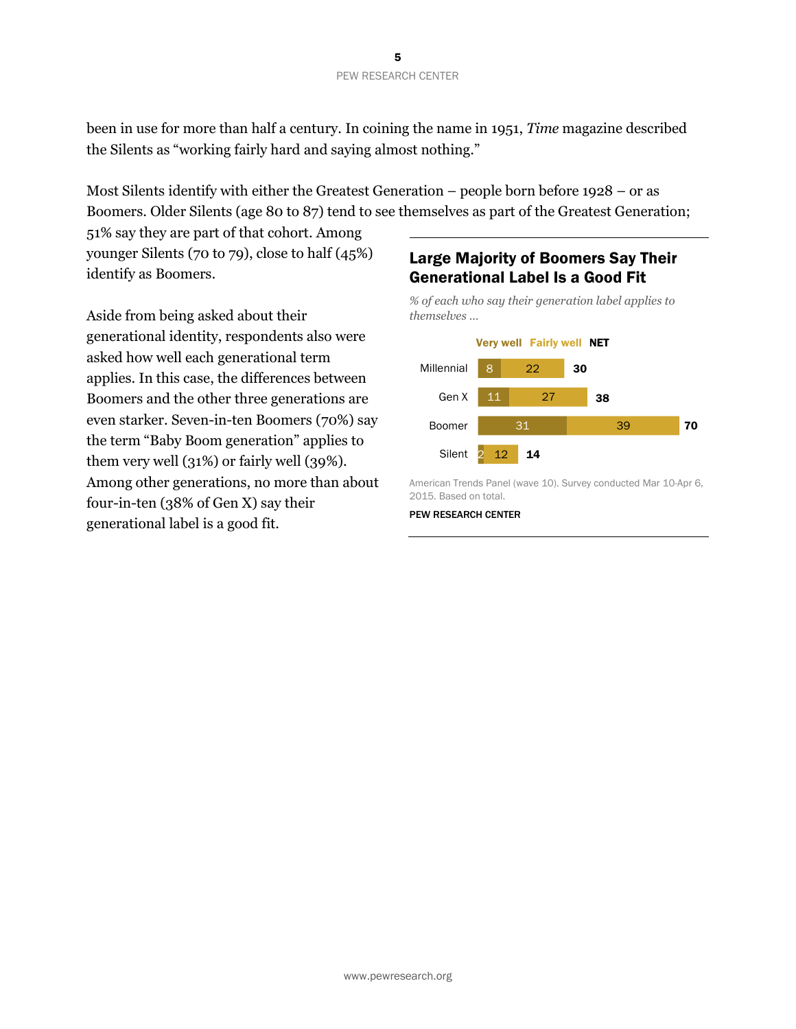been in use for more than half a century. In coining the name in 1951, *Time* magazine described the Silents as "working fairly hard and saying almost nothing."

Most Silents identify with either the Greatest Generation – people born before 1928 – or as Boomers. Older Silents (age 80 to 87) tend to see themselves as part of the Greatest Generation; 51% say they are part of that cohort. Among younger Silents (70 to 79), close to half (45%) identify as Boomers.

Aside from being asked about their generational identity, respondents also were asked how well each generational term applies. In this case, the differences between Boomers and the other three generations are even starker. Seven-in-ten Boomers (70%) say the term "Baby Boom generation" applies to them very well (31%) or fairly well (39%). Among other generations, no more than about four-in-ten (38% of Gen X) say their generational label is a good fit.

### Large Majority of Boomers Say Their Generational Label Is a Good Fit

*% of each who say their generation label applies to themselves …*

| | Very well | Fairly well | NET |
|---|---|---|---|
| Millennial | 8 | 22 | 30 |
| Gen X | 11 | 27 | 38 |
| Boomer | 31 | 39 | 70 |
| Silent | 2 | 12 | 14 |

American Trends Panel (wave 10). Survey conducted Mar 10-Apr 6, 2015. Based on total.

PEW RESEARCH CENTER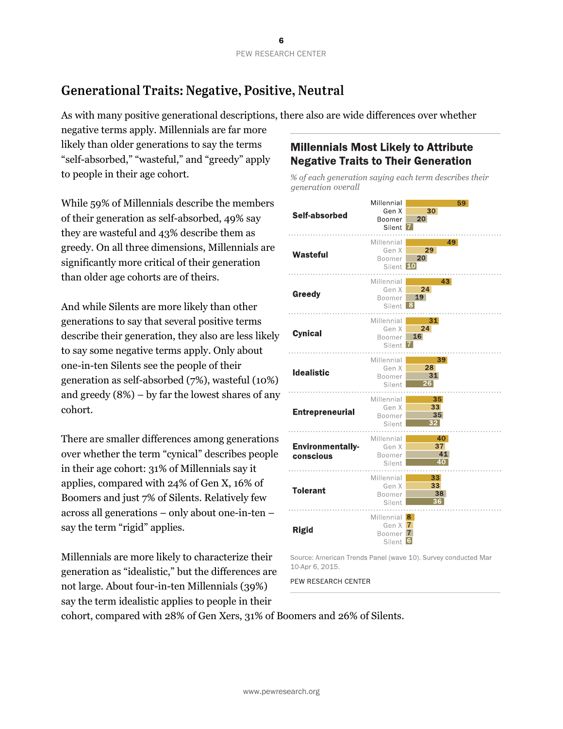## Generational Traits: Negative, Positive, Neutral

As with many positive generational descriptions, there also are wide differences over whether negative terms apply. Millennials are far more likely than older generations to say the terms "self-absorbed," "wasteful," and "greedy" apply to people in their age cohort.

While 59% of Millennials describe the members of their generation as self-absorbed, 49% say they are wasteful and 43% describe them as greedy. On all three dimensions, Millennials are significantly more critical of their generation than older age cohorts are of theirs.

And while Silents are more likely than other generations to say that several positive terms describe their generation, they also are less likely to say some negative terms apply. Only about one-in-ten Silents see the people of their generation as self-absorbed (7%), wasteful (10%) and greedy (8%) – by far the lowest shares of any cohort.

There are smaller differences among generations over whether the term "cynical" describes people in their age cohort: 31% of Millennials say it applies, compared with 24% of Gen X, 16% of Boomers and just 7% of Silents. Relatively few across all generations – only about one-in-ten – say the term "rigid" applies.

Millennials are more likely to characterize their generation as "idealistic," but the differences are not large. About four-in-ten Millennials (39%) say the term idealistic applies to people in their cohort, compared with 28% of Gen Xers, 31% of Boomers and 26% of Silents.

### Millennials Most Likely to Attribute Negative Traits to Their Generation

*% of each generation saying each term describes their generation overall*

| Term | Millennial | Gen X | Boomer | Silent |
|---|---|---|---|---|
| Self-absorbed | 59 | 30 | 20 | 7 |
| Wasteful | 49 | 29 | 20 | 10 |
| Greedy | 43 | 24 | 19 | 8 |
| Cynical | 31 | 24 | 16 | 7 |
| Idealistic | 39 | 28 | 31 | 26 |
| Entrepreneurial | 35 | 33 | 35 | 32 |
| Environmentally-conscious | 40 | 37 | 41 | 40 |
| Tolerant | 33 | 33 | 38 | 36 |
| Rigid | 8 | 7 | 7 | 6 |

Source: American Trends Panel (wave 10). Survey conducted Mar 10-Apr 6, 2015.

PEW RESEARCH CENTER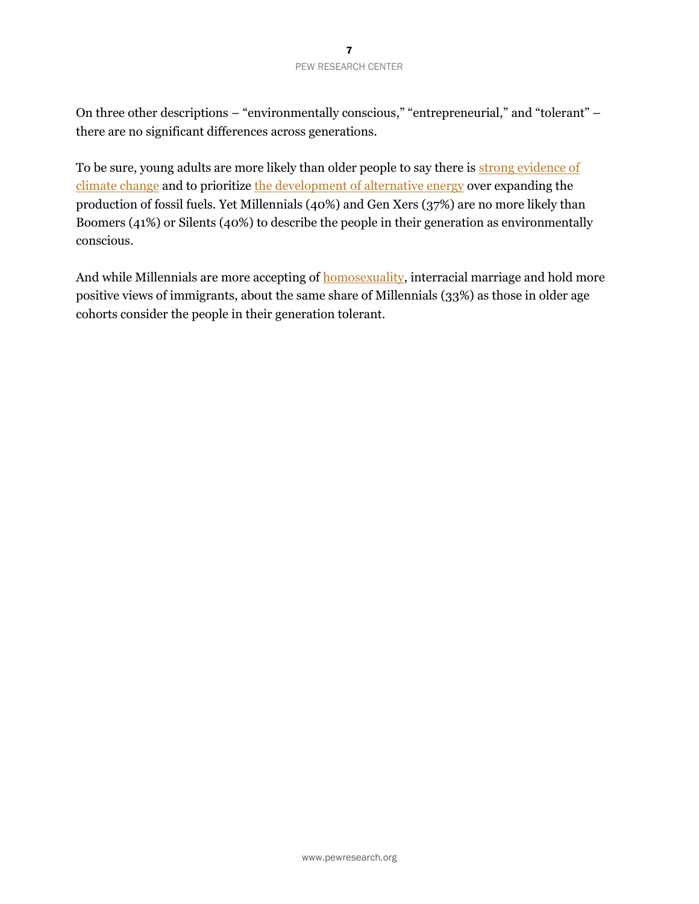On three other descriptions – "environmentally conscious," "entrepreneurial," and "tolerant" – there are no significant differences across generations.

To be sure, young adults are more likely than older people to say there is strong evidence of climate change and to prioritize the development of alternative energy over expanding the production of fossil fuels. Yet Millennials (40%) and Gen Xers (37%) are no more likely than Boomers (41%) or Silents (40%) to describe the people in their generation as environmentally conscious.

And while Millennials are more accepting of homosexuality, interracial marriage and hold more positive views of immigrants, about the same share of Millennials (33%) as those in older age cohorts consider the people in their generation tolerant.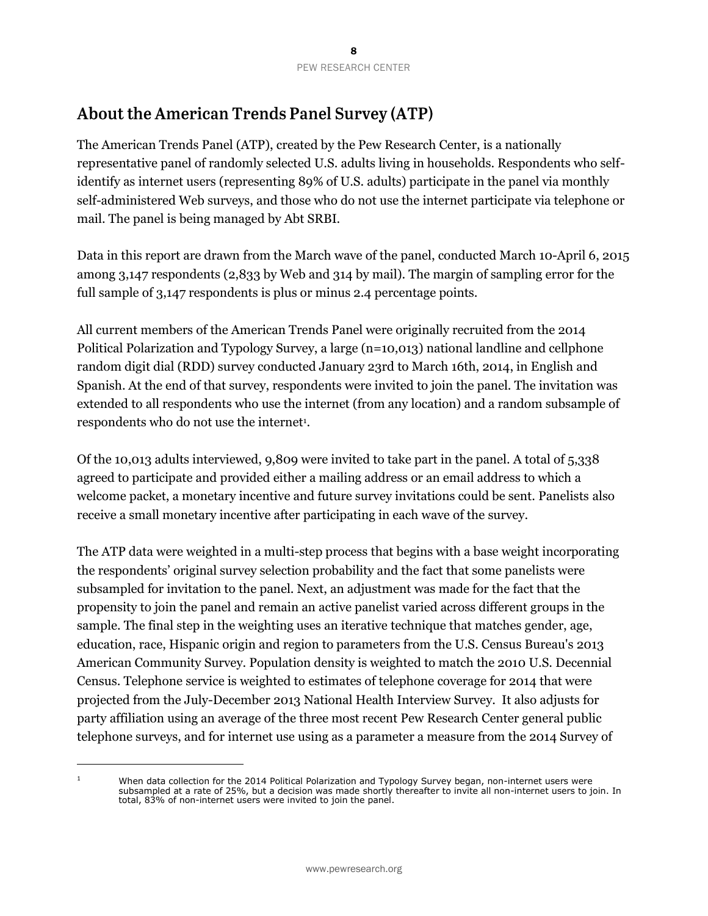## About the American Trends Panel Survey (ATP)

The American Trends Panel (ATP), created by the Pew Research Center, is a nationally representative panel of randomly selected U.S. adults living in households. Respondents who self-identify as internet users (representing 89% of U.S. adults) participate in the panel via monthly self-administered Web surveys, and those who do not use the internet participate via telephone or mail. The panel is being managed by Abt SRBI.

Data in this report are drawn from the March wave of the panel, conducted March 10-April 6, 2015 among 3,147 respondents (2,833 by Web and 314 by mail). The margin of sampling error for the full sample of 3,147 respondents is plus or minus 2.4 percentage points.

All current members of the American Trends Panel were originally recruited from the 2014 Political Polarization and Typology Survey, a large (n=10,013) national landline and cellphone random digit dial (RDD) survey conducted January 23rd to March 16th, 2014, in English and Spanish. At the end of that survey, respondents were invited to join the panel. The invitation was extended to all respondents who use the internet (from any location) and a random subsample of respondents who do not use the internet[1].

Of the 10,013 adults interviewed, 9,809 were invited to take part in the panel. A total of 5,338 agreed to participate and provided either a mailing address or an email address to which a welcome packet, a monetary incentive and future survey invitations could be sent. Panelists also receive a small monetary incentive after participating in each wave of the survey.

The ATP data were weighted in a multi-step process that begins with a base weight incorporating the respondents' original survey selection probability and the fact that some panelists were subsampled for invitation to the panel. Next, an adjustment was made for the fact that the propensity to join the panel and remain an active panelist varied across different groups in the sample. The final step in the weighting uses an iterative technique that matches gender, age, education, race, Hispanic origin and region to parameters from the U.S. Census Bureau's 2013 American Community Survey. Population density is weighted to match the 2010 U.S. Decennial Census. Telephone service is weighted to estimates of telephone coverage for 2014 that were projected from the July-December 2013 National Health Interview Survey. It also adjusts for party affiliation using an average of the three most recent Pew Research Center general public telephone surveys, and for internet use using as a parameter a measure from the 2014 Survey of

---

[1] When data collection for the 2014 Political Polarization and Typology Survey began, non-internet users were subsampled at a rate of 25%, but a decision was made shortly thereafter to invite all non-internet users to join. In total, 83% of non-internet users were invited to join the panel.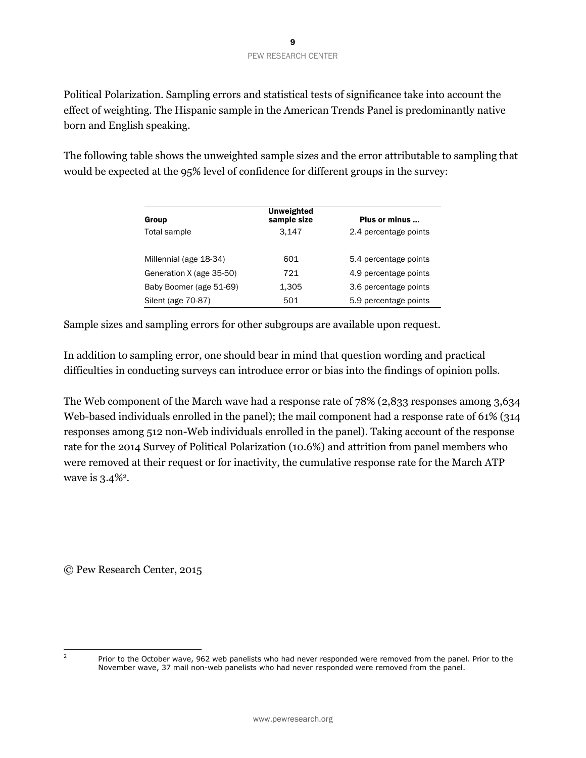Political Polarization. Sampling errors and statistical tests of significance take into account the effect of weighting. The Hispanic sample in the American Trends Panel is predominantly native born and English speaking.

The following table shows the unweighted sample sizes and the error attributable to sampling that would be expected at the 95% level of confidence for different groups in the survey:

| Group | Unweighted sample size | Plus or minus ... |
|---|---|---|
| Total sample | 3,147 | 2.4 percentage points |
| | | |
| Millennial (age 18-34) | 601 | 5.4 percentage points |
| Generation X (age 35-50) | 721 | 4.9 percentage points |
| Baby Boomer (age 51-69) | 1,305 | 3.6 percentage points |
| Silent (age 70-87) | 501 | 5.9 percentage points |

Sample sizes and sampling errors for other subgroups are available upon request.

In addition to sampling error, one should bear in mind that question wording and practical difficulties in conducting surveys can introduce error or bias into the findings of opinion polls.

The Web component of the March wave had a response rate of 78% (2,833 responses among 3,634 Web-based individuals enrolled in the panel); the mail component had a response rate of 61% (314 responses among 512 non-Web individuals enrolled in the panel). Taking account of the response rate for the 2014 Survey of Political Polarization (10.6%) and attrition from panel members who were removed at their request or for inactivity, the cumulative response rate for the March ATP wave is 3.4%[2].

© Pew Research Center, 2015

[2] Prior to the October wave, 962 web panelists who had never responded were removed from the panel. Prior to the November wave, 37 mail non-web panelists who had never responded were removed from the panel.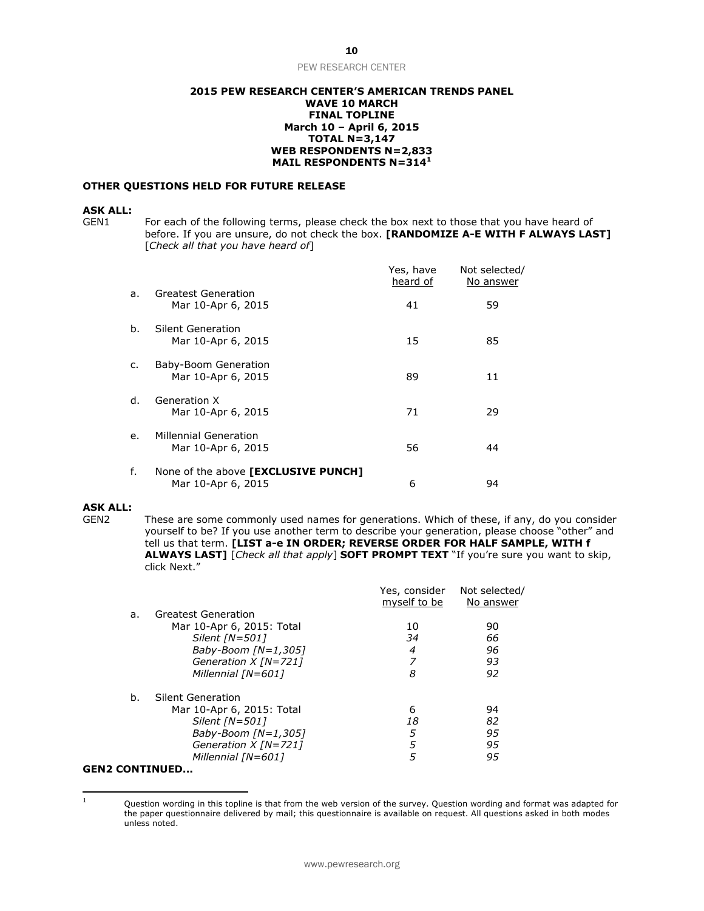**2015 PEW RESEARCH CENTER'S AMERICAN TRENDS PANEL**
**WAVE 10 MARCH**
**FINAL TOPLINE**
**March 10 – April 6, 2015**
**TOTAL N=3,147**
**WEB RESPONDENTS N=2,833**
**MAIL RESPONDENTS N=314[1]**

**OTHER QUESTIONS HELD FOR FUTURE RELEASE**

**ASK ALL:**

GEN1 For each of the following terms, please check the box next to those that you have heard of before. If you are unsure, do not check the box. **[RANDOMIZE A-E WITH F ALWAYS LAST]** [*Check all that you have heard of*]

| | | Yes, have heard of | Not selected/ No answer |
|---|---|---|---|
| a. | Greatest Generation | | |
| | Mar 10-Apr 6, 2015 | 41 | 59 |
| b. | Silent Generation | | |
| | Mar 10-Apr 6, 2015 | 15 | 85 |
| c. | Baby-Boom Generation | | |
| | Mar 10-Apr 6, 2015 | 89 | 11 |
| d. | Generation X | | |
| | Mar 10-Apr 6, 2015 | 71 | 29 |
| e. | Millennial Generation | | |
| | Mar 10-Apr 6, 2015 | 56 | 44 |
| f. | None of the above **[EXCLUSIVE PUNCH]** | | |
| | Mar 10-Apr 6, 2015 | 6 | 94 |

**ASK ALL:**

GEN2 These are some commonly used names for generations. Which of these, if any, do you consider yourself to be? If you use another term to describe your generation, please choose "other" and tell us that term. **[LIST a-e IN ORDER; REVERSE ORDER FOR HALF SAMPLE, WITH f ALWAYS LAST]** [*Check all that apply*] **SOFT PROMPT TEXT** "If you're sure you want to skip, click Next."

| | | Yes, consider myself to be | Not selected/ No answer |
|---|---|---|---|
| a. | Greatest Generation | | |
| | Mar 10-Apr 6, 2015: Total | 10 | 90 |
| | *Silent [N=501]* | *34* | *66* |
| | *Baby-Boom [N=1,305]* | *4* | *96* |
| | *Generation X [N=721]* | *7* | *93* |
| | *Millennial [N=601]* | *8* | *92* |
| b. | Silent Generation | | |
| | Mar 10-Apr 6, 2015: Total | 6 | 94 |
| | *Silent [N=501]* | *18* | *82* |
| | *Baby-Boom [N=1,305]* | *5* | *95* |
| | *Generation X [N=721]* | *5* | *95* |
| | *Millennial [N=601]* | *5* | *95* |

**GEN2 CONTINUED...**

[1] Question wording in this topline is that from the web version of the survey. Question wording and format was adapted for the paper questionnaire delivered by mail; this questionnaire is available on request. All questions asked in both modes unless noted.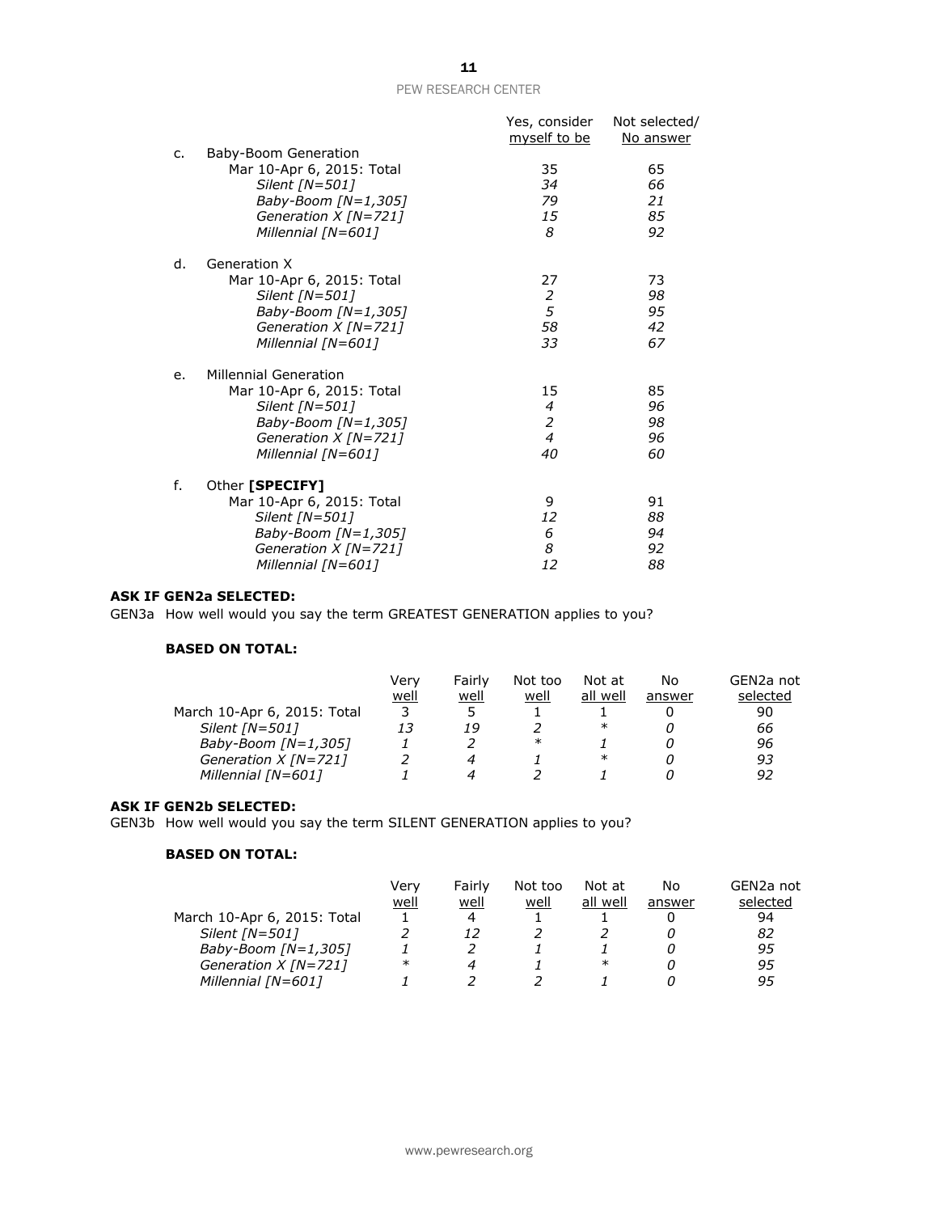| | Yes, consider myself to be | Not selected/ No answer |
|---|---|---|
| c. Baby-Boom Generation | | |
| Mar 10-Apr 6, 2015: Total | 35 | 65 |
| *Silent [N=501]* | *34* | *66* |
| *Baby-Boom [N=1,305]* | *79* | *21* |
| *Generation X [N=721]* | *15* | *85* |
| *Millennial [N=601]* | *8* | *92* |
| d. Generation X | | |
| Mar 10-Apr 6, 2015: Total | 27 | 73 |
| *Silent [N=501]* | *2* | *98* |
| *Baby-Boom [N=1,305]* | *5* | *95* |
| *Generation X [N=721]* | *58* | *42* |
| *Millennial [N=601]* | *33* | *67* |
| e. Millennial Generation | | |
| Mar 10-Apr 6, 2015: Total | 15 | 85 |
| *Silent [N=501]* | *4* | *96* |
| *Baby-Boom [N=1,305]* | *2* | *98* |
| *Generation X [N=721]* | *4* | *96* |
| *Millennial [N=601]* | *40* | *60* |
| f. Other **[SPECIFY]** | | |
| Mar 10-Apr 6, 2015: Total | 9 | 91 |
| *Silent [N=501]* | *12* | *88* |
| *Baby-Boom [N=1,305]* | *6* | *94* |
| *Generation X [N=721]* | *8* | *92* |
| *Millennial [N=601]* | *12* | *88* |

**ASK IF GEN2a SELECTED:**

GEN3a How well would you say the term GREATEST GENERATION applies to you?

**BASED ON TOTAL:**

| | Very well | Fairly well | Not too well | Not at all well | No answer | GEN2a not selected |
|---|---|---|---|---|---|---|
| March 10-Apr 6, 2015: Total | 3 | 5 | 1 | 1 | 0 | 90 |
| *Silent [N=501]* | *13* | *19* | *2* | * | *0* | *66* |
| *Baby-Boom [N=1,305]* | *1* | *2* | * | *1* | *0* | *96* |
| *Generation X [N=721]* | *2* | *4* | *1* | * | *0* | *93* |
| *Millennial [N=601]* | *1* | *4* | *2* | *1* | *0* | *92* |

**ASK IF GEN2b SELECTED:**

GEN3b How well would you say the term SILENT GENERATION applies to you?

**BASED ON TOTAL:**

| | Very well | Fairly well | Not too well | Not at all well | No answer | GEN2a not selected |
|---|---|---|---|---|---|---|
| March 10-Apr 6, 2015: Total | 1 | 4 | 1 | 1 | 0 | 94 |
| *Silent [N=501]* | *2* | *12* | *2* | *2* | *0* | *82* |
| *Baby-Boom [N=1,305]* | *1* | *2* | *1* | *1* | *0* | *95* |
| *Generation X [N=721]* | * | *4* | *1* | * | *0* | *95* |
| *Millennial [N=601]* | *1* | *2* | *2* | *1* | *0* | *95* |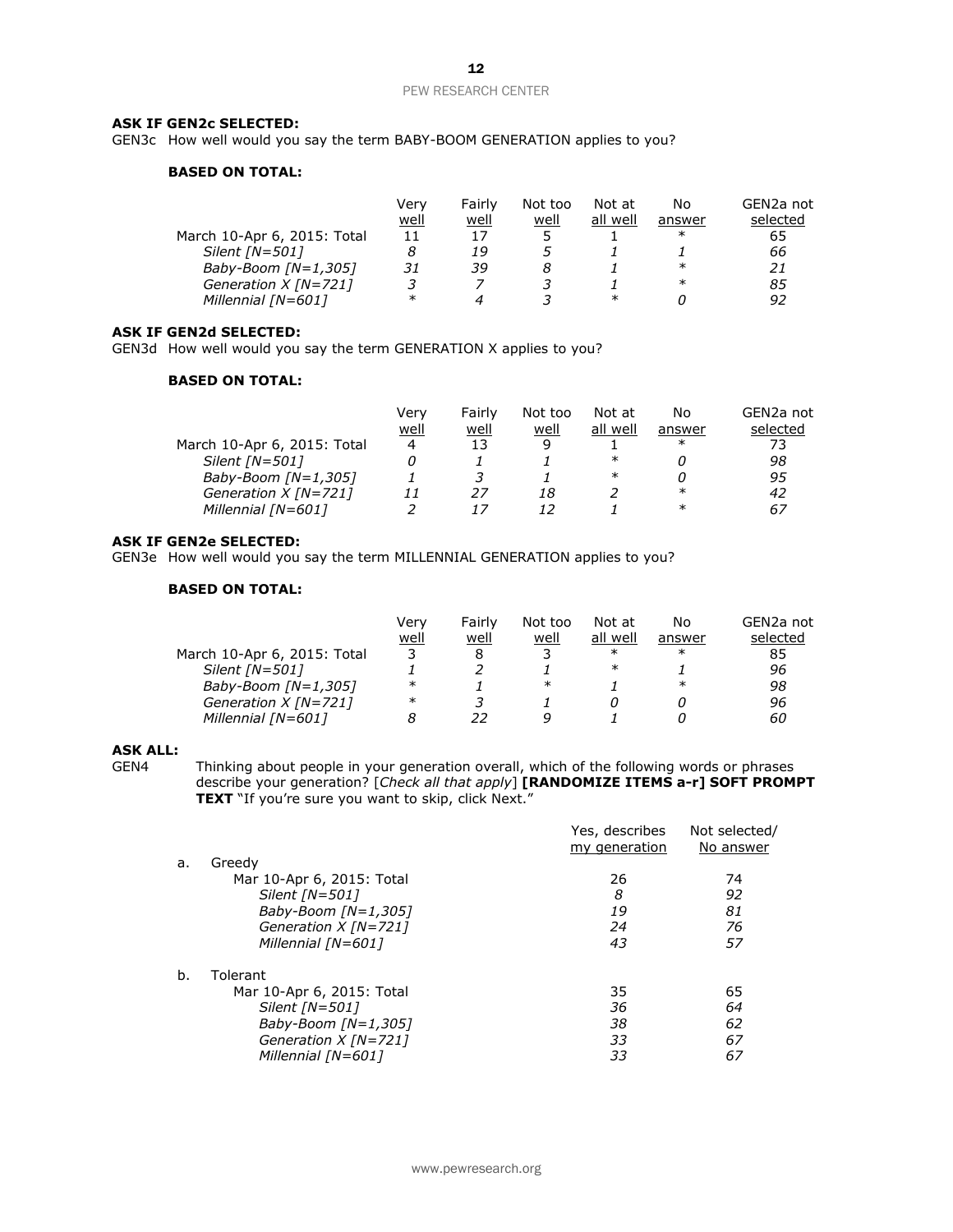**ASK IF GEN2c SELECTED:**
GEN3c How well would you say the term BABY-BOOM GENERATION applies to you?

**BASED ON TOTAL:**

| | Very well | Fairly well | Not too well | Not at all well | No answer | GEN2a not selected |
|---|---|---|---|---|---|---|
| March 10-Apr 6, 2015: Total | 11 | 17 | 5 | 1 | * | 65 |
| *Silent [N=501]* | *8* | *19* | *5* | *1* | *1* | *66* |
| *Baby-Boom [N=1,305]* | *31* | *39* | *8* | *1* | *** | *21* |
| *Generation X [N=721]* | *3* | *7* | *3* | *1* | *** | *85* |
| *Millennial [N=601]* | *** | *4* | *3* | *** | *0* | *92* |

**ASK IF GEN2d SELECTED:**
GEN3d How well would you say the term GENERATION X applies to you?

**BASED ON TOTAL:**

| | Very well | Fairly well | Not too well | Not at all well | No answer | GEN2a not selected |
|---|---|---|---|---|---|---|
| March 10-Apr 6, 2015: Total | 4 | 13 | 9 | 1 | * | 73 |
| *Silent [N=501]* | *0* | *1* | *1* | *** | *0* | *98* |
| *Baby-Boom [N=1,305]* | *1* | *3* | *1* | *** | *0* | *95* |
| *Generation X [N=721]* | *11* | *27* | *18* | *2* | *** | *42* |
| *Millennial [N=601]* | *2* | *17* | *12* | *1* | *** | *67* |

**ASK IF GEN2e SELECTED:**
GEN3e How well would you say the term MILLENNIAL GENERATION applies to you?

**BASED ON TOTAL:**

| | Very well | Fairly well | Not too well | Not at all well | No answer | GEN2a not selected |
|---|---|---|---|---|---|---|
| March 10-Apr 6, 2015: Total | 3 | 8 | 3 | * | * | 85 |
| *Silent [N=501]* | *1* | *2* | *1* | *** | *1* | *96* |
| *Baby-Boom [N=1,305]* | *** | *1* | *** | *1* | *** | *98* |
| *Generation X [N=721]* | *** | *3* | *1* | *0* | *0* | *96* |
| *Millennial [N=601]* | *8* | *22* | *9* | *1* | *0* | *60* |

**ASK ALL:**
GEN4 Thinking about people in your generation overall, which of the following words or phrases describe your generation? [*Check all that apply*] **[RANDOMIZE ITEMS a-r] SOFT PROMPT TEXT** "If you're sure you want to skip, click Next."

| | Yes, describes my generation | Not selected/ No answer |
|---|---|---|
| a. Greedy | | |
| Mar 10-Apr 6, 2015: Total | 26 | 74 |
| *Silent [N=501]* | *8* | *92* |
| *Baby-Boom [N=1,305]* | *19* | *81* |
| *Generation X [N=721]* | *24* | *76* |
| *Millennial [N=601]* | *43* | *57* |
| b. Tolerant | | |
| Mar 10-Apr 6, 2015: Total | 35 | 65 |
| *Silent [N=501]* | *36* | *64* |
| *Baby-Boom [N=1,305]* | *38* | *62* |
| *Generation X [N=721]* | *33* | *67* |
| *Millennial [N=601]* | *33* | *67* |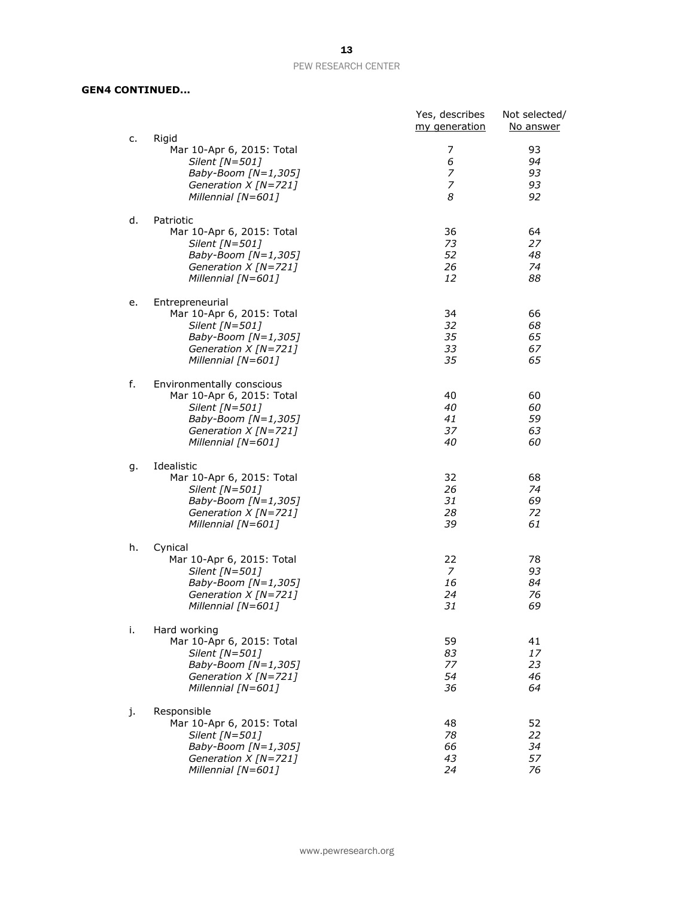**GEN4 CONTINUED…**

| | | Yes, describes my generation | Not selected/ No answer |
|---|---|---|---|
| c. | Rigid | | |
| | Mar 10-Apr 6, 2015: Total | 7 | 93 |
| | *Silent [N=501]* | *6* | *94* |
| | *Baby-Boom [N=1,305]* | *7* | *93* |
| | *Generation X [N=721]* | *7* | *93* |
| | *Millennial [N=601]* | *8* | *92* |
| d. | Patriotic | | |
| | Mar 10-Apr 6, 2015: Total | 36 | 64 |
| | *Silent [N=501]* | *73* | *27* |
| | *Baby-Boom [N=1,305]* | *52* | *48* |
| | *Generation X [N=721]* | *26* | *74* |
| | *Millennial [N=601]* | *12* | *88* |
| e. | Entrepreneurial | | |
| | Mar 10-Apr 6, 2015: Total | 34 | 66 |
| | *Silent [N=501]* | *32* | *68* |
| | *Baby-Boom [N=1,305]* | *35* | *65* |
| | *Generation X [N=721]* | *33* | *67* |
| | *Millennial [N=601]* | *35* | *65* |
| f. | Environmentally conscious | | |
| | Mar 10-Apr 6, 2015: Total | 40 | 60 |
| | *Silent [N=501]* | *40* | *60* |
| | *Baby-Boom [N=1,305]* | *41* | *59* |
| | *Generation X [N=721]* | *37* | *63* |
| | *Millennial [N=601]* | *40* | *60* |
| g. | Idealistic | | |
| | Mar 10-Apr 6, 2015: Total | 32 | 68 |
| | *Silent [N=501]* | *26* | *74* |
| | *Baby-Boom [N=1,305]* | *31* | *69* |
| | *Generation X [N=721]* | *28* | *72* |
| | *Millennial [N=601]* | *39* | *61* |
| h. | Cynical | | |
| | Mar 10-Apr 6, 2015: Total | 22 | 78 |
| | *Silent [N=501]* | *7* | *93* |
| | *Baby-Boom [N=1,305]* | *16* | *84* |
| | *Generation X [N=721]* | *24* | *76* |
| | *Millennial [N=601]* | *31* | *69* |
| i. | Hard working | | |
| | Mar 10-Apr 6, 2015: Total | 59 | 41 |
| | *Silent [N=501]* | *83* | *17* |
| | *Baby-Boom [N=1,305]* | *77* | *23* |
| | *Generation X [N=721]* | *54* | *46* |
| | *Millennial [N=601]* | *36* | *64* |
| j. | Responsible | | |
| | Mar 10-Apr 6, 2015: Total | 48 | 52 |
| | *Silent [N=501]* | *78* | *22* |
| | *Baby-Boom [N=1,305]* | *66* | *34* |
| | *Generation X [N=721]* | *43* | *57* |
| | *Millennial [N=601]* | *24* | *76* |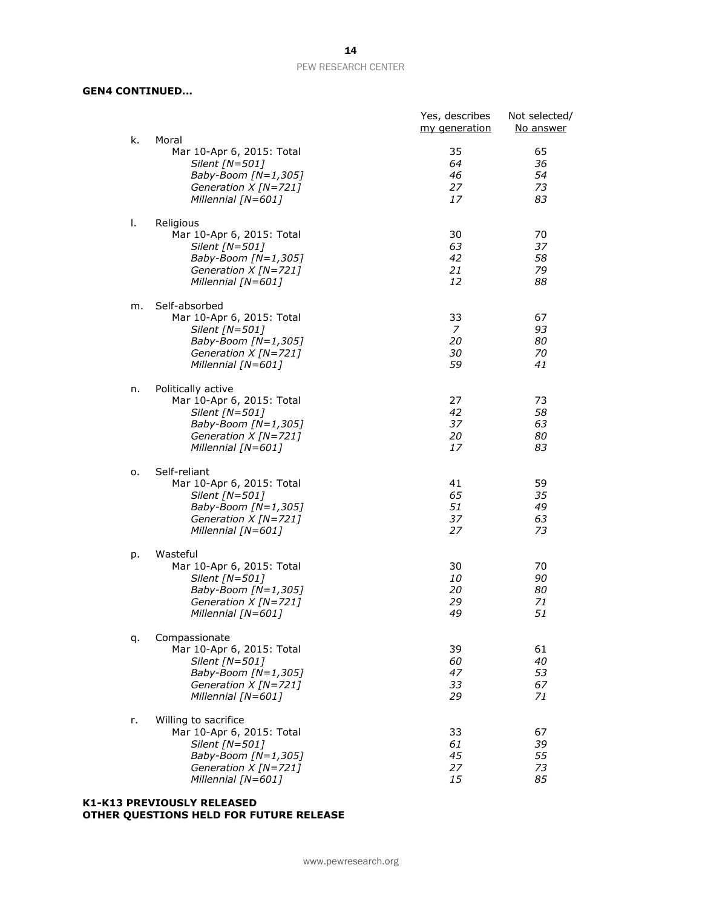**GEN4 CONTINUED…**

| | | Yes, describes my generation | Not selected/ No answer |
|---|---|---|---|
| k. | Moral | | |
| | Mar 10-Apr 6, 2015: Total | 35 | 65 |
| | *Silent [N=501]* | *64* | *36* |
| | *Baby-Boom [N=1,305]* | *46* | *54* |
| | *Generation X [N=721]* | *27* | *73* |
| | *Millennial [N=601]* | *17* | *83* |
| l. | Religious | | |
| | Mar 10-Apr 6, 2015: Total | 30 | 70 |
| | *Silent [N=501]* | *63* | *37* |
| | *Baby-Boom [N=1,305]* | *42* | *58* |
| | *Generation X [N=721]* | *21* | *79* |
| | *Millennial [N=601]* | *12* | *88* |
| m. | Self-absorbed | | |
| | Mar 10-Apr 6, 2015: Total | 33 | 67 |
| | *Silent [N=501]* | *7* | *93* |
| | *Baby-Boom [N=1,305]* | *20* | *80* |
| | *Generation X [N=721]* | *30* | *70* |
| | *Millennial [N=601]* | *59* | *41* |
| n. | Politically active | | |
| | Mar 10-Apr 6, 2015: Total | 27 | 73 |
| | *Silent [N=501]* | *42* | *58* |
| | *Baby-Boom [N=1,305]* | *37* | *63* |
| | *Generation X [N=721]* | *20* | *80* |
| | *Millennial [N=601]* | *17* | *83* |
| o. | Self-reliant | | |
| | Mar 10-Apr 6, 2015: Total | 41 | 59 |
| | *Silent [N=501]* | *65* | *35* |
| | *Baby-Boom [N=1,305]* | *51* | *49* |
| | *Generation X [N=721]* | *37* | *63* |
| | *Millennial [N=601]* | *27* | *73* |
| p. | Wasteful | | |
| | Mar 10-Apr 6, 2015: Total | 30 | 70 |
| | *Silent [N=501]* | *10* | *90* |
| | *Baby-Boom [N=1,305]* | *20* | *80* |
| | *Generation X [N=721]* | *29* | *71* |
| | *Millennial [N=601]* | *49* | *51* |
| q. | Compassionate | | |
| | Mar 10-Apr 6, 2015: Total | 39 | 61 |
| | *Silent [N=501]* | *60* | *40* |
| | *Baby-Boom [N=1,305]* | *47* | *53* |
| | *Generation X [N=721]* | *33* | *67* |
| | *Millennial [N=601]* | *29* | *71* |
| r. | Willing to sacrifice | | |
| | Mar 10-Apr 6, 2015: Total | 33 | 67 |
| | *Silent [N=501]* | *61* | *39* |
| | *Baby-Boom [N=1,305]* | *45* | *55* |
| | *Generation X [N=721]* | *27* | *73* |
| | *Millennial [N=601]* | *15* | *85* |

**K1-K13 PREVIOUSLY RELEASED**
**OTHER QUESTIONS HELD FOR FUTURE RELEASE**